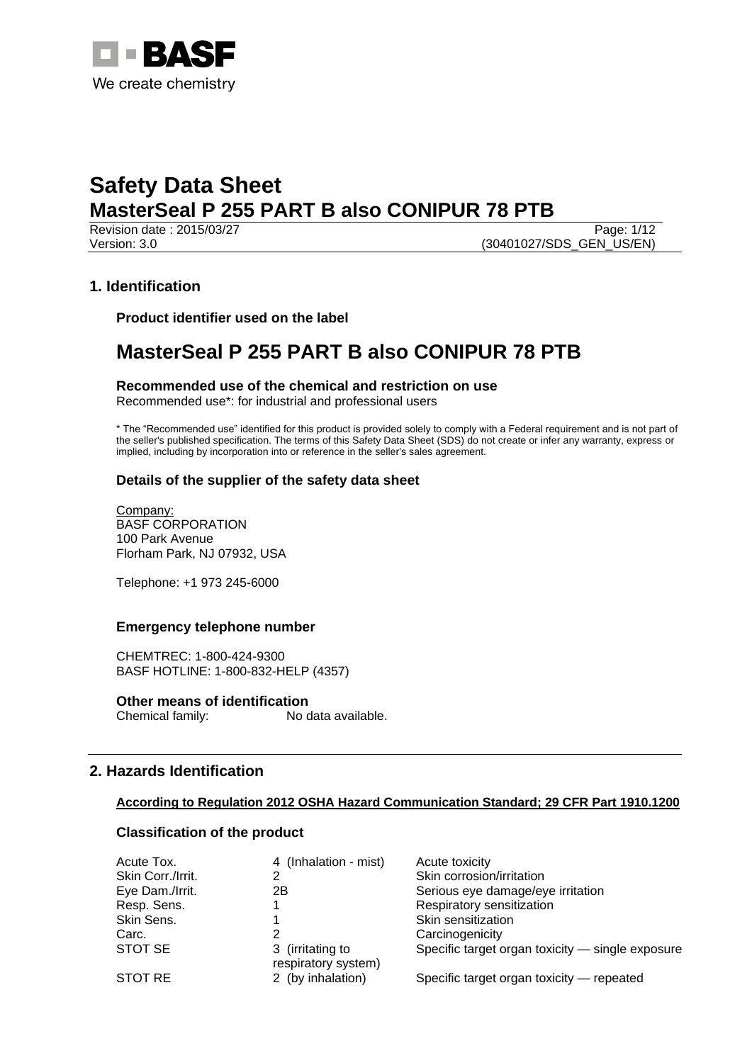BASF

We create chemistry

# Safety Data Sheet

## MasterSeal P 255 PART B also CONIPUR 78 PTB

Revision date : 2015/03/27

Version: 3.0

(30401027/SDS_GEN_US/EN)

## 1. Identification

### Product identifier used on the label

# MasterSeal P 255 PART B also CONIPUR 78 PTB

### Recommended use of the chemical and restriction on use

Recommended use*: for industrial and professional users

* The "Recommended use" identified for this product is provided solely to comply with a Federal requirement and is not part of the seller's published specification. The terms of this Safety Data Sheet (SDS) do not create or infer any warranty, express or implied, including by incorporation into or reference in the seller's sales agreement.

### Details of the supplier of the safety data sheet

Company:
BASF CORPORATION
100 Park Avenue
Florham Park, NJ 07932, USA

Telephone: +1 973 245-6000

### Emergency telephone number

CHEMTREC: 1-800-424-9300
BASF HOTLINE: 1-800-832-HELP (4357)

### Other means of identification

Chemical family: No data available.

## 2. Hazards Identification

**According to Regulation 2012 OSHA Hazard Communication Standard; 29 CFR Part 1910.1200**

### Classification of the product

| | | |
|---|---|---|
| Acute Tox. | 4 (Inhalation - mist) | Acute toxicity |
| Skin Corr./Irrit. | 2 | Skin corrosion/irritation |
| Eye Dam./Irrit. | 2B | Serious eye damage/eye irritation |
| Resp. Sens. | 1 | Respiratory sensitization |
| Skin Sens. | 1 | Skin sensitization |
| Carc. | 2 | Carcinogenicity |
| STOT SE | 3 (irritating to respiratory system) | Specific target organ toxicity — single exposure |
| STOT RE | 2 (by inhalation) | Specific target organ toxicity — repeated |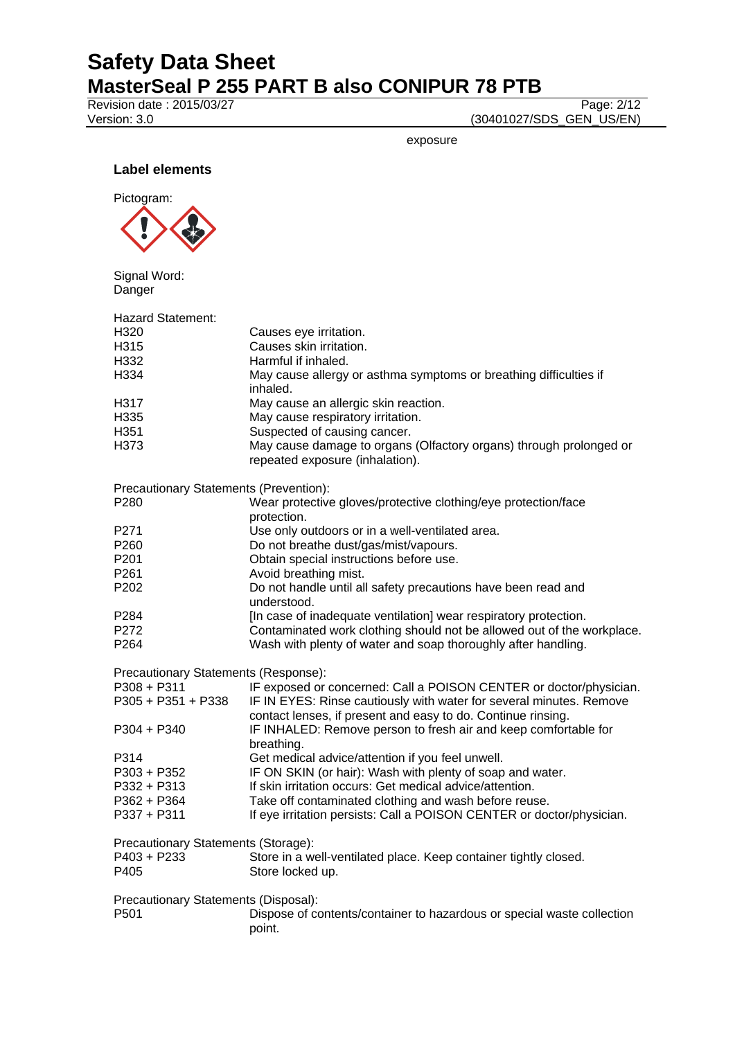exposure

**Label elements**

Pictogram:

Signal Word:
Danger

Hazard Statement:

| | |
|---|---|
| H320 | Causes eye irritation. |
| H315 | Causes skin irritation. |
| H332 | Harmful if inhaled. |
| H334 | May cause allergy or asthma symptoms or breathing difficulties if inhaled. |
| H317 | May cause an allergic skin reaction. |
| H335 | May cause respiratory irritation. |
| H351 | Suspected of causing cancer. |
| H373 | May cause damage to organs (Olfactory organs) through prolonged or repeated exposure (inhalation). |

Precautionary Statements (Prevention):

| | |
|---|---|
| P280 | Wear protective gloves/protective clothing/eye protection/face protection. |
| P271 | Use only outdoors or in a well-ventilated area. |
| P260 | Do not breathe dust/gas/mist/vapours. |
| P201 | Obtain special instructions before use. |
| P261 | Avoid breathing mist. |
| P202 | Do not handle until all safety precautions have been read and understood. |
| P284 | [In case of inadequate ventilation] wear respiratory protection. |
| P272 | Contaminated work clothing should not be allowed out of the workplace. |
| P264 | Wash with plenty of water and soap thoroughly after handling. |

Precautionary Statements (Response):

| | |
|---|---|
| P308 + P311 | IF exposed or concerned: Call a POISON CENTER or doctor/physician. |
| P305 + P351 + P338 | IF IN EYES: Rinse cautiously with water for several minutes. Remove contact lenses, if present and easy to do. Continue rinsing. |
| P304 + P340 | IF INHALED: Remove person to fresh air and keep comfortable for breathing. |
| P314 | Get medical advice/attention if you feel unwell. |
| P303 + P352 | IF ON SKIN (or hair): Wash with plenty of soap and water. |
| P332 + P313 | If skin irritation occurs: Get medical advice/attention. |
| P362 + P364 | Take off contaminated clothing and wash before reuse. |
| P337 + P311 | If eye irritation persists: Call a POISON CENTER or doctor/physician. |

Precautionary Statements (Storage):

| | |
|---|---|
| P403 + P233 | Store in a well-ventilated place. Keep container tightly closed. |
| P405 | Store locked up. |

Precautionary Statements (Disposal):

| | |
|---|---|
| P501 | Dispose of contents/container to hazardous or special waste collection point. |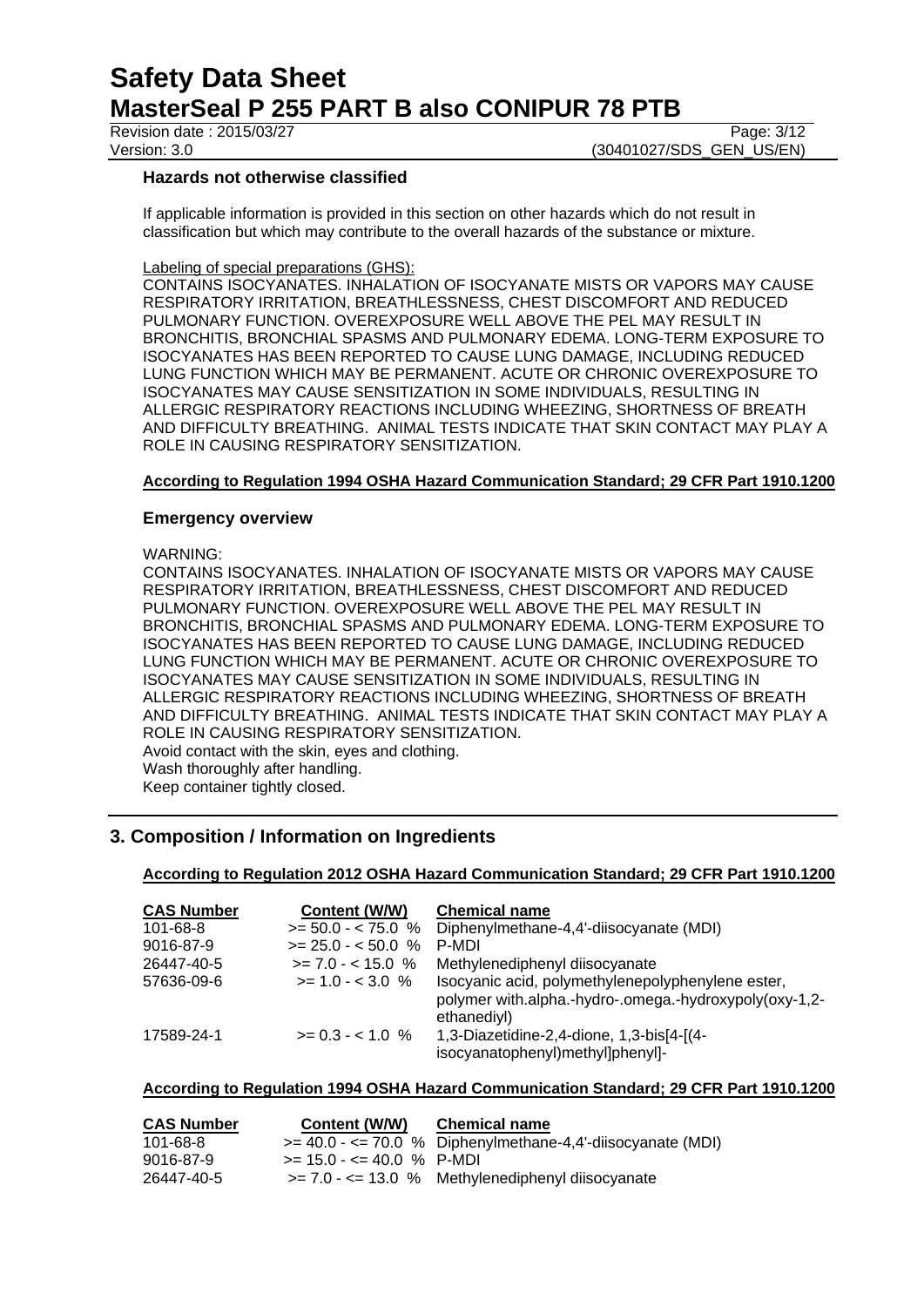### Hazards not otherwise classified

If applicable information is provided in this section on other hazards which do not result in classification but which may contribute to the overall hazards of the substance or mixture.

Labeling of special preparations (GHS):

CONTAINS ISOCYANATES. INHALATION OF ISOCYANATE MISTS OR VAPORS MAY CAUSE RESPIRATORY IRRITATION, BREATHLESSNESS, CHEST DISCOMFORT AND REDUCED PULMONARY FUNCTION. OVEREXPOSURE WELL ABOVE THE PEL MAY RESULT IN BRONCHITIS, BRONCHIAL SPASMS AND PULMONARY EDEMA. LONG-TERM EXPOSURE TO ISOCYANATES HAS BEEN REPORTED TO CAUSE LUNG DAMAGE, INCLUDING REDUCED LUNG FUNCTION WHICH MAY BE PERMANENT. ACUTE OR CHRONIC OVEREXPOSURE TO ISOCYANATES MAY CAUSE SENSITIZATION IN SOME INDIVIDUALS, RESULTING IN ALLERGIC RESPIRATORY REACTIONS INCLUDING WHEEZING, SHORTNESS OF BREATH AND DIFFICULTY BREATHING. ANIMAL TESTS INDICATE THAT SKIN CONTACT MAY PLAY A ROLE IN CAUSING RESPIRATORY SENSITIZATION.

**According to Regulation 1994 OSHA Hazard Communication Standard; 29 CFR Part 1910.1200**

### Emergency overview

WARNING:

CONTAINS ISOCYANATES. INHALATION OF ISOCYANATE MISTS OR VAPORS MAY CAUSE RESPIRATORY IRRITATION, BREATHLESSNESS, CHEST DISCOMFORT AND REDUCED PULMONARY FUNCTION. OVEREXPOSURE WELL ABOVE THE PEL MAY RESULT IN BRONCHITIS, BRONCHIAL SPASMS AND PULMONARY EDEMA. LONG-TERM EXPOSURE TO ISOCYANATES HAS BEEN REPORTED TO CAUSE LUNG DAMAGE, INCLUDING REDUCED LUNG FUNCTION WHICH MAY BE PERMANENT. ACUTE OR CHRONIC OVEREXPOSURE TO ISOCYANATES MAY CAUSE SENSITIZATION IN SOME INDIVIDUALS, RESULTING IN ALLERGIC RESPIRATORY REACTIONS INCLUDING WHEEZING, SHORTNESS OF BREATH AND DIFFICULTY BREATHING. ANIMAL TESTS INDICATE THAT SKIN CONTACT MAY PLAY A ROLE IN CAUSING RESPIRATORY SENSITIZATION.

Avoid contact with the skin, eyes and clothing.

Wash thoroughly after handling.

Keep container tightly closed.

## 3. Composition / Information on Ingredients

**According to Regulation 2012 OSHA Hazard Communication Standard; 29 CFR Part 1910.1200**

| CAS Number | Content (W/W) | Chemical name |
|---|---|---|
| 101-68-8 | >= 50.0 - < 75.0 % | Diphenylmethane-4,4'-diisocyanate (MDI) |
| 9016-87-9 | >= 25.0 - < 50.0 % | P-MDI |
| 26447-40-5 | >= 7.0 - < 15.0 % | Methylenediphenyl diisocyanate |
| 57636-09-6 | >= 1.0 - < 3.0 % | Isocyanic acid, polymethylenepolyphenylene ester, polymer with.alpha.-hydro-.omega.-hydroxypoly(oxy-1,2-ethanediyl) |
| 17589-24-1 | >= 0.3 - < 1.0 % | 1,3-Diazetidine-2,4-dione, 1,3-bis[4-[(4-isocyanatophenyl)methyl]phenyl]- |

**According to Regulation 1994 OSHA Hazard Communication Standard; 29 CFR Part 1910.1200**

| CAS Number | Content (W/W) | Chemical name |
|---|---|---|
| 101-68-8 | >= 40.0 - <= 70.0 % | Diphenylmethane-4,4'-diisocyanate (MDI) |
| 9016-87-9 | >= 15.0 - <= 40.0 % | P-MDI |
| 26447-40-5 | >= 7.0 - <= 13.0 % | Methylenediphenyl diisocyanate |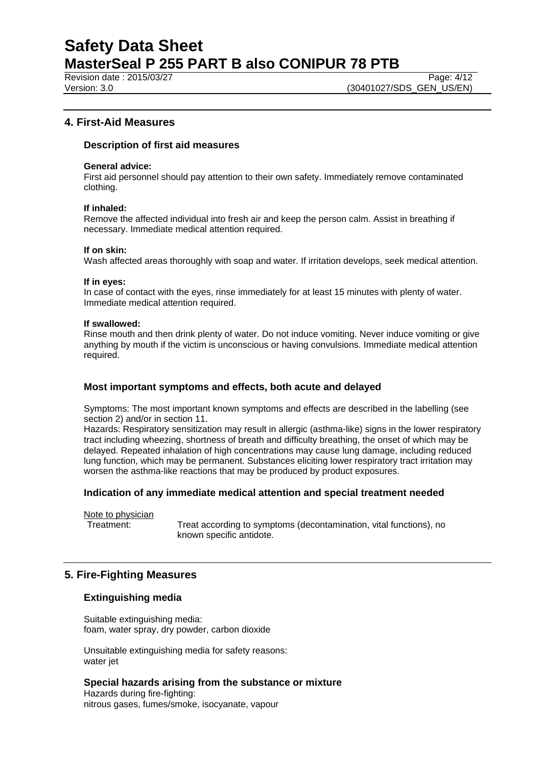## 4. First-Aid Measures

### Description of first aid measures

**General advice:**
First aid personnel should pay attention to their own safety. Immediately remove contaminated clothing.

**If inhaled:**
Remove the affected individual into fresh air and keep the person calm. Assist in breathing if necessary. Immediate medical attention required.

**If on skin:**
Wash affected areas thoroughly with soap and water. If irritation develops, seek medical attention.

**If in eyes:**
In case of contact with the eyes, rinse immediately for at least 15 minutes with plenty of water. Immediate medical attention required.

**If swallowed:**
Rinse mouth and then drink plenty of water. Do not induce vomiting. Never induce vomiting or give anything by mouth if the victim is unconscious or having convulsions. Immediate medical attention required.

### Most important symptoms and effects, both acute and delayed

Symptoms: The most important known symptoms and effects are described in the labelling (see section 2) and/or in section 11.
Hazards: Respiratory sensitization may result in allergic (asthma-like) signs in the lower respiratory tract including wheezing, shortness of breath and difficulty breathing, the onset of which may be delayed. Repeated inhalation of high concentrations may cause lung damage, including reduced lung function, which may be permanent. Substances eliciting lower respiratory tract irritation may worsen the asthma-like reactions that may be produced by product exposures.

### Indication of any immediate medical attention and special treatment needed

Note to physician

Treatment: Treat according to symptoms (decontamination, vital functions), no known specific antidote.

## 5. Fire-Fighting Measures

### Extinguishing media

Suitable extinguishing media:
foam, water spray, dry powder, carbon dioxide

Unsuitable extinguishing media for safety reasons:
water jet

### Special hazards arising from the substance or mixture

Hazards during fire-fighting:
nitrous gases, fumes/smoke, isocyanate, vapour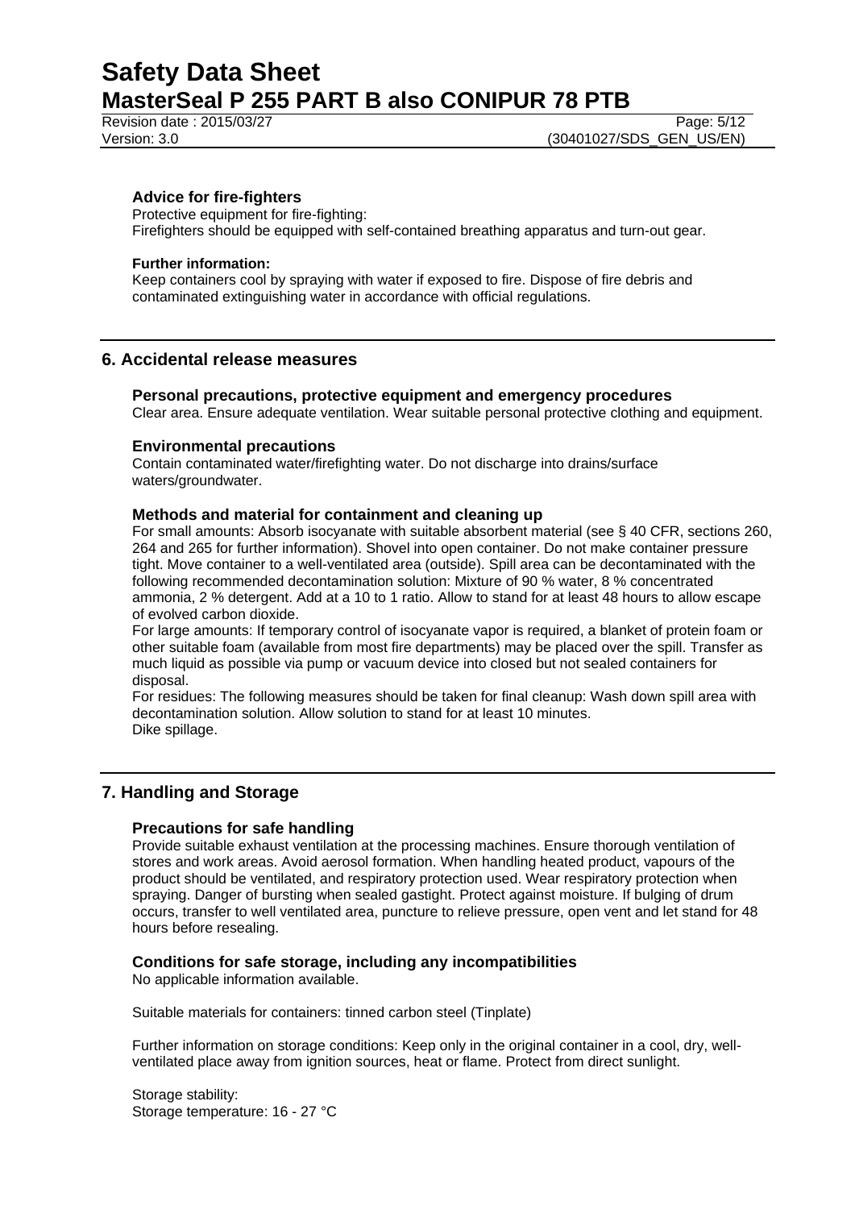**Advice for fire-fighters**

Protective equipment for fire-fighting:
Firefighters should be equipped with self-contained breathing apparatus and turn-out gear.

**Further information:**

Keep containers cool by spraying with water if exposed to fire. Dispose of fire debris and contaminated extinguishing water in accordance with official regulations.

## 6. Accidental release measures

### Personal precautions, protective equipment and emergency procedures

Clear area. Ensure adequate ventilation. Wear suitable personal protective clothing and equipment.

### Environmental precautions

Contain contaminated water/firefighting water. Do not discharge into drains/surface waters/groundwater.

### Methods and material for containment and cleaning up

For small amounts: Absorb isocyanate with suitable absorbent material (see § 40 CFR, sections 260, 264 and 265 for further information). Shovel into open container. Do not make container pressure tight. Move container to a well-ventilated area (outside). Spill area can be decontaminated with the following recommended decontamination solution: Mixture of 90 % water, 8 % concentrated ammonia, 2 % detergent. Add at a 10 to 1 ratio. Allow to stand for at least 48 hours to allow escape of evolved carbon dioxide.

For large amounts: If temporary control of isocyanate vapor is required, a blanket of protein foam or other suitable foam (available from most fire departments) may be placed over the spill. Transfer as much liquid as possible via pump or vacuum device into closed but not sealed containers for disposal.

For residues: The following measures should be taken for final cleanup: Wash down spill area with decontamination solution. Allow solution to stand for at least 10 minutes.
Dike spillage.

## 7. Handling and Storage

### Precautions for safe handling

Provide suitable exhaust ventilation at the processing machines. Ensure thorough ventilation of stores and work areas. Avoid aerosol formation. When handling heated product, vapours of the product should be ventilated, and respiratory protection used. Wear respiratory protection when spraying. Danger of bursting when sealed gastight. Protect against moisture. If bulging of drum occurs, transfer to well ventilated area, puncture to relieve pressure, open vent and let stand for 48 hours before resealing.

### Conditions for safe storage, including any incompatibilities

No applicable information available.

Suitable materials for containers: tinned carbon steel (Tinplate)

Further information on storage conditions: Keep only in the original container in a cool, dry, well-ventilated place away from ignition sources, heat or flame. Protect from direct sunlight.

Storage stability:
Storage temperature: 16 - 27 °C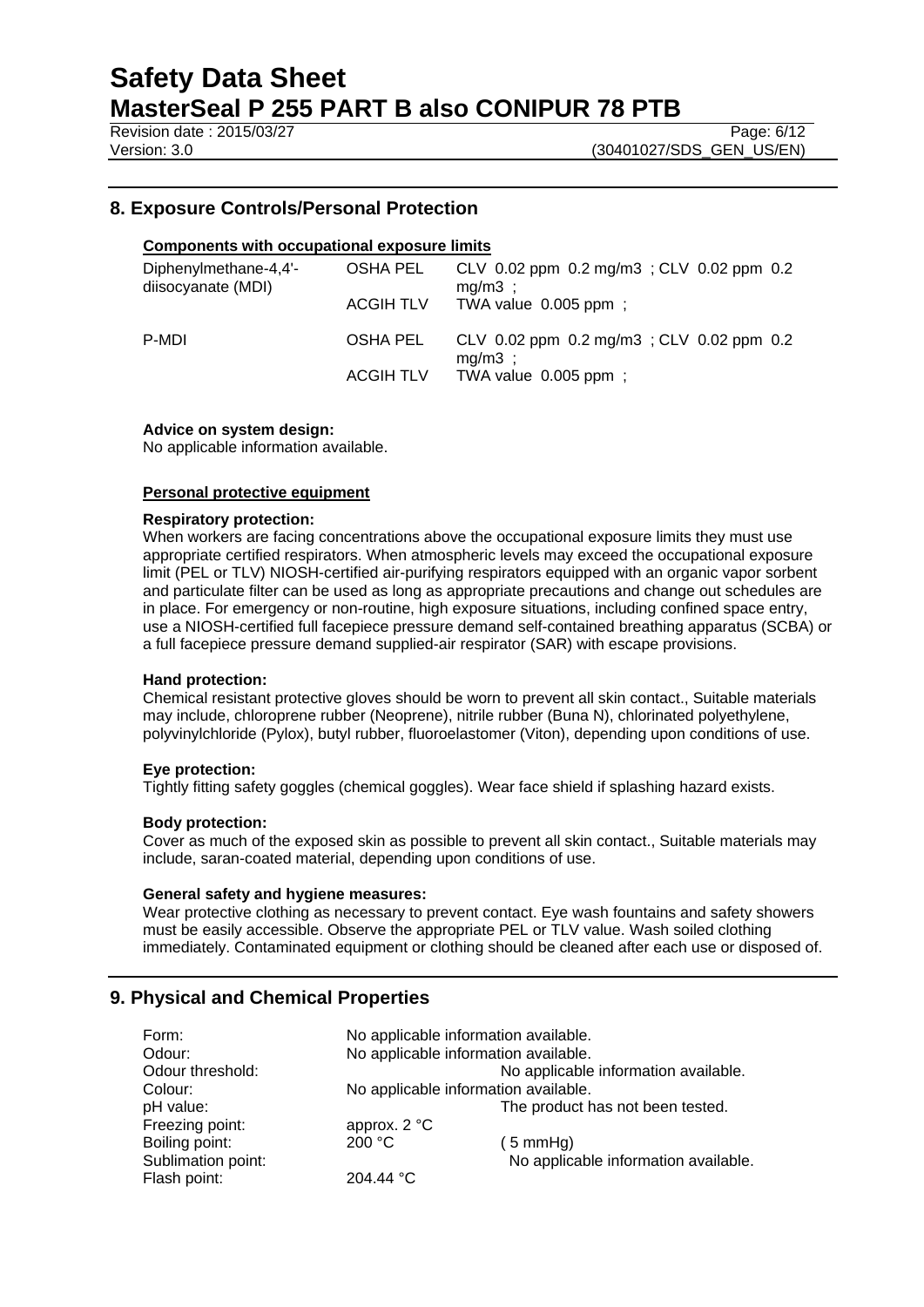## 8. Exposure Controls/Personal Protection

**Components with occupational exposure limits**

| | | |
|---|---|---|
| Diphenylmethane-4,4'-diisocyanate (MDI) | OSHA PEL | CLV 0.02 ppm 0.2 mg/m3 ; CLV 0.02 ppm 0.2 mg/m3 ; |
| | ACGIH TLV | TWA value 0.005 ppm ; |
| P-MDI | OSHA PEL | CLV 0.02 ppm 0.2 mg/m3 ; CLV 0.02 ppm 0.2 mg/m3 ; |
| | ACGIH TLV | TWA value 0.005 ppm ; |

**Advice on system design:**
No applicable information available.

**Personal protective equipment**

**Respiratory protection:**
When workers are facing concentrations above the occupational exposure limits they must use appropriate certified respirators. When atmospheric levels may exceed the occupational exposure limit (PEL or TLV) NIOSH-certified air-purifying respirators equipped with an organic vapor sorbent and particulate filter can be used as long as appropriate precautions and change out schedules are in place. For emergency or non-routine, high exposure situations, including confined space entry, use a NIOSH-certified full facepiece pressure demand self-contained breathing apparatus (SCBA) or a full facepiece pressure demand supplied-air respirator (SAR) with escape provisions.

**Hand protection:**
Chemical resistant protective gloves should be worn to prevent all skin contact., Suitable materials may include, chloroprene rubber (Neoprene), nitrile rubber (Buna N), chlorinated polyethylene, polyvinylchloride (Pylox), butyl rubber, fluoroelastomer (Viton), depending upon conditions of use.

**Eye protection:**
Tightly fitting safety goggles (chemical goggles). Wear face shield if splashing hazard exists.

**Body protection:**
Cover as much of the exposed skin as possible to prevent all skin contact., Suitable materials may include, saran-coated material, depending upon conditions of use.

**General safety and hygiene measures:**
Wear protective clothing as necessary to prevent contact. Eye wash fountains and safety showers must be easily accessible. Observe the appropriate PEL or TLV value. Wash soiled clothing immediately. Contaminated equipment or clothing should be cleaned after each use or disposed of.

## 9. Physical and Chemical Properties

| | | |
|---|---|---|
| Form: | No applicable information available. | |
| Odour: | No applicable information available. | |
| Odour threshold: | | No applicable information available. |
| Colour: | No applicable information available. | |
| pH value: | | The product has not been tested. |
| Freezing point: | approx. 2 °C | |
| Boiling point: | 200 °C | ( 5 mmHg) |
| Sublimation point: | | No applicable information available. |
| Flash point: | 204.44 °C | |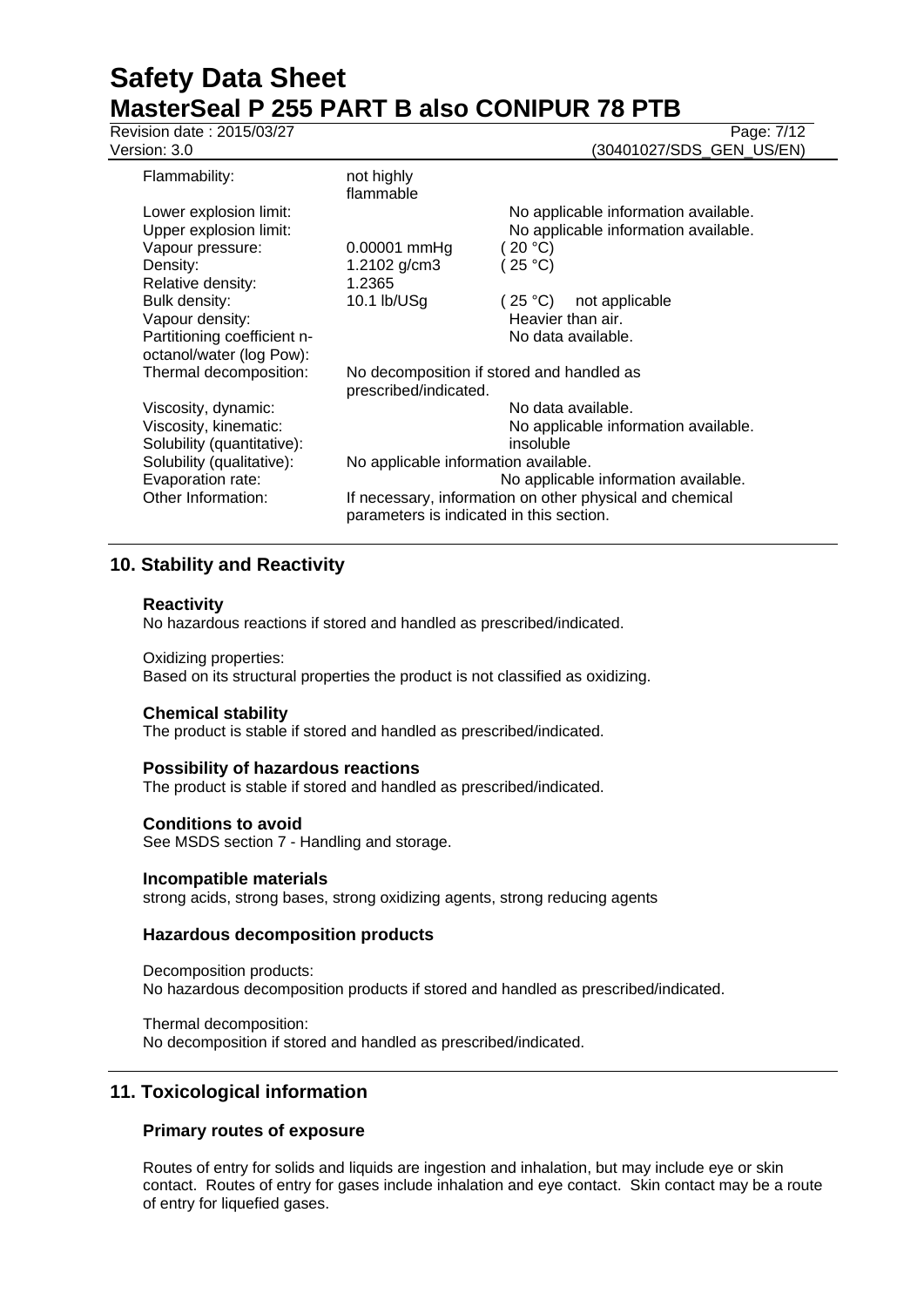| | | |
|---|---|---|
| Flammability: | not highly flammable | |
| Lower explosion limit: | | No applicable information available. |
| Upper explosion limit: | | No applicable information available. |
| Vapour pressure: | 0.00001 mmHg | ( 20 °C) |
| Density: | 1.2102 g/cm3 | ( 25 °C) |
| Relative density: | 1.2365 | |
| Bulk density: | 10.1 lb/USg | ( 25 °C) not applicable |
| Vapour density: | | Heavier than air. |
| Partitioning coefficient n-octanol/water (log Pow): | | No data available. |
| Thermal decomposition: | No decomposition if stored and handled as prescribed/indicated. | |
| Viscosity, dynamic: | | No data available. |
| Viscosity, kinematic: | | No applicable information available. |
| Solubility (quantitative): | | insoluble |
| Solubility (qualitative): | No applicable information available. | |
| Evaporation rate: | | No applicable information available. |
| Other Information: | If necessary, information on other physical and chemical parameters is indicated in this section. | |

## 10. Stability and Reactivity

### Reactivity

No hazardous reactions if stored and handled as prescribed/indicated.

Oxidizing properties:
Based on its structural properties the product is not classified as oxidizing.

### Chemical stability

The product is stable if stored and handled as prescribed/indicated.

### Possibility of hazardous reactions

The product is stable if stored and handled as prescribed/indicated.

### Conditions to avoid

See MSDS section 7 - Handling and storage.

### Incompatible materials

strong acids, strong bases, strong oxidizing agents, strong reducing agents

### Hazardous decomposition products

Decomposition products:
No hazardous decomposition products if stored and handled as prescribed/indicated.

Thermal decomposition:
No decomposition if stored and handled as prescribed/indicated.

## 11. Toxicological information

### Primary routes of exposure

Routes of entry for solids and liquids are ingestion and inhalation, but may include eye or skin contact. Routes of entry for gases include inhalation and eye contact. Skin contact may be a route of entry for liquefied gases.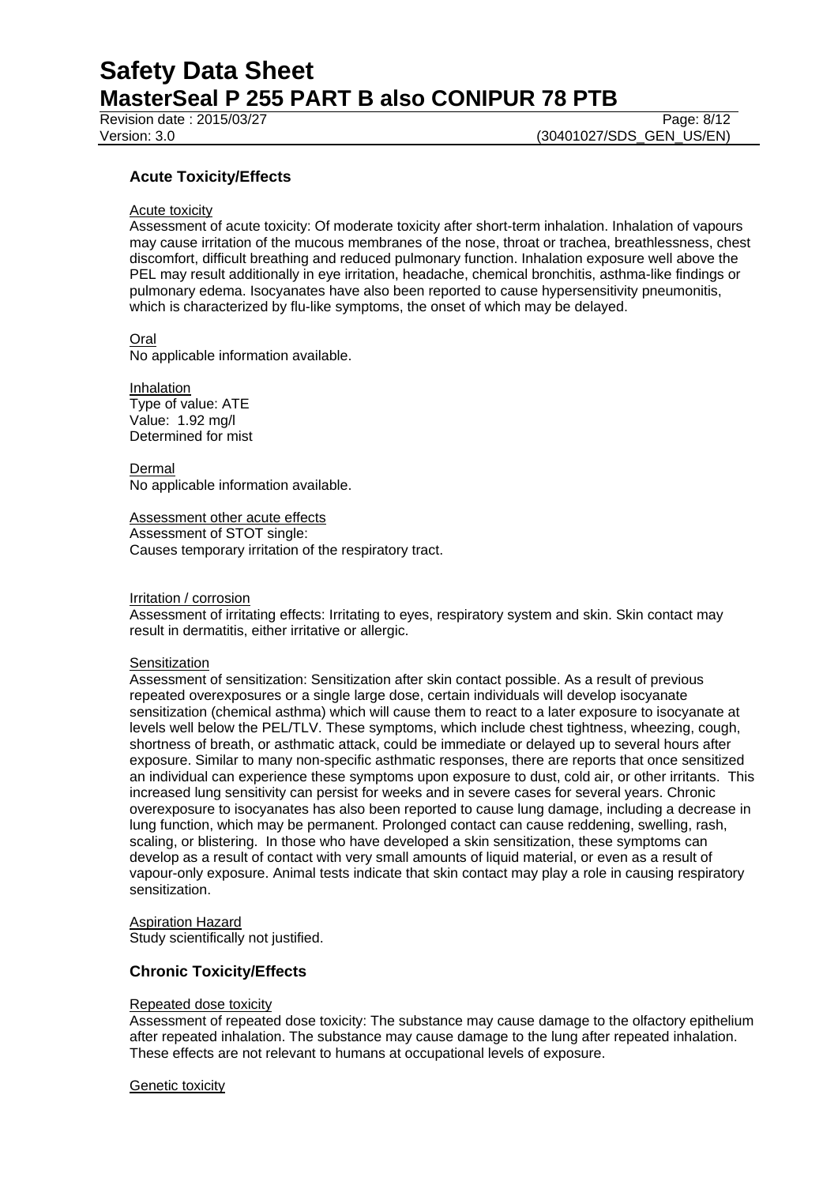## Acute Toxicity/Effects

Acute toxicity

Assessment of acute toxicity: Of moderate toxicity after short-term inhalation. Inhalation of vapours may cause irritation of the mucous membranes of the nose, throat or trachea, breathlessness, chest discomfort, difficult breathing and reduced pulmonary function. Inhalation exposure well above the PEL may result additionally in eye irritation, headache, chemical bronchitis, asthma-like findings or pulmonary edema. Isocyanates have also been reported to cause hypersensitivity pneumonitis, which is characterized by flu-like symptoms, the onset of which may be delayed.

Oral

No applicable information available.

Inhalation

Type of value: ATE
Value: 1.92 mg/l
Determined for mist

Dermal

No applicable information available.

Assessment other acute effects

Assessment of STOT single:
Causes temporary irritation of the respiratory tract.

Irritation / corrosion

Assessment of irritating effects: Irritating to eyes, respiratory system and skin. Skin contact may result in dermatitis, either irritative or allergic.

Sensitization

Assessment of sensitization: Sensitization after skin contact possible. As a result of previous repeated overexposures or a single large dose, certain individuals will develop isocyanate sensitization (chemical asthma) which will cause them to react to a later exposure to isocyanate at levels well below the PEL/TLV. These symptoms, which include chest tightness, wheezing, cough, shortness of breath, or asthmatic attack, could be immediate or delayed up to several hours after exposure. Similar to many non-specific asthmatic responses, there are reports that once sensitized an individual can experience these symptoms upon exposure to dust, cold air, or other irritants. This increased lung sensitivity can persist for weeks and in severe cases for several years. Chronic overexposure to isocyanates has also been reported to cause lung damage, including a decrease in lung function, which may be permanent. Prolonged contact can cause reddening, swelling, rash, scaling, or blistering. In those who have developed a skin sensitization, these symptoms can develop as a result of contact with very small amounts of liquid material, or even as a result of vapour-only exposure. Animal tests indicate that skin contact may play a role in causing respiratory sensitization.

Aspiration Hazard

Study scientifically not justified.

## Chronic Toxicity/Effects

Repeated dose toxicity

Assessment of repeated dose toxicity: The substance may cause damage to the olfactory epithelium after repeated inhalation. The substance may cause damage to the lung after repeated inhalation. These effects are not relevant to humans at occupational levels of exposure.

Genetic toxicity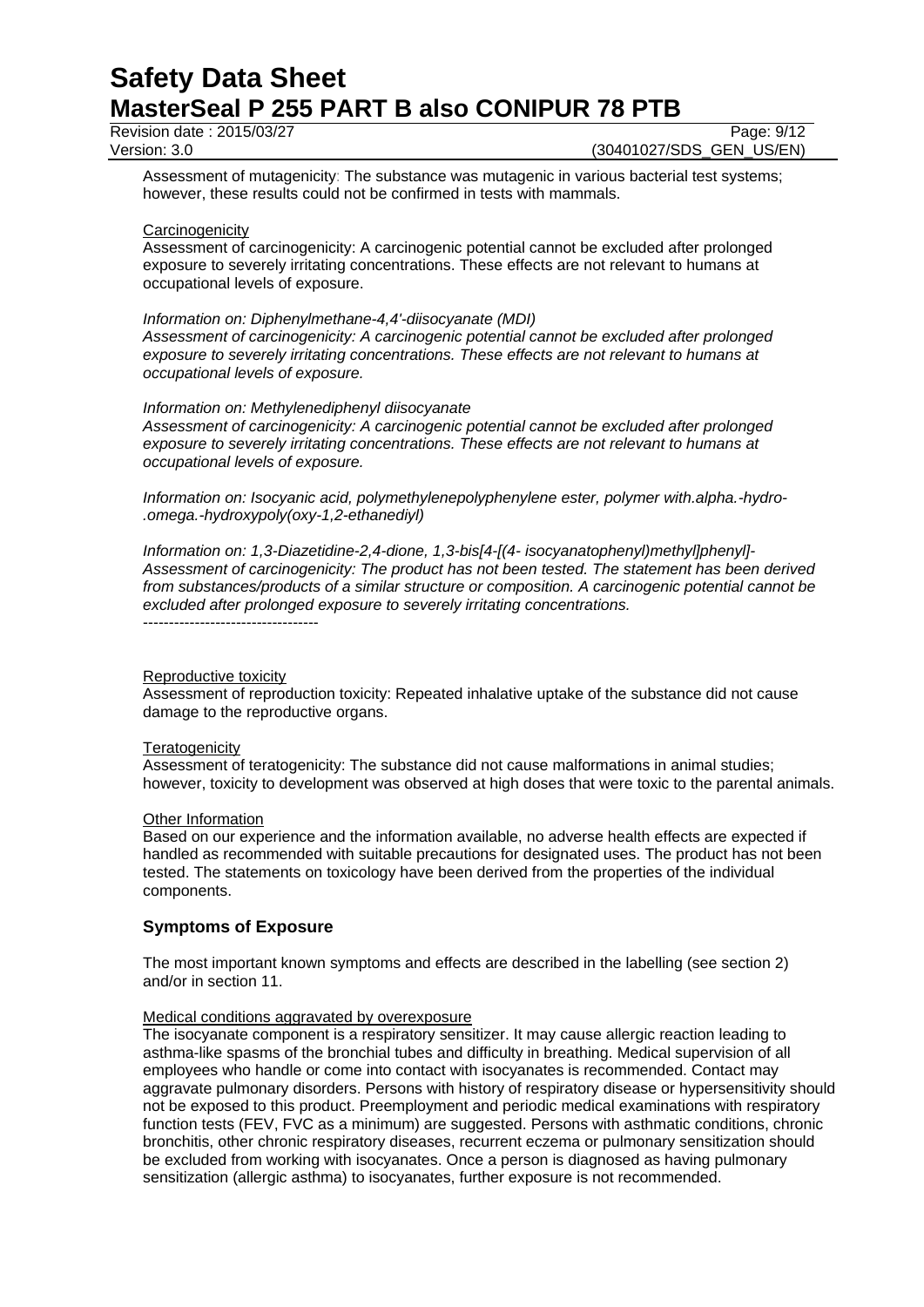Assessment of mutagenicity: The substance was mutagenic in various bacterial test systems; however, these results could not be confirmed in tests with mammals.

Carcinogenicity

Assessment of carcinogenicity: A carcinogenic potential cannot be excluded after prolonged exposure to severely irritating concentrations. These effects are not relevant to humans at occupational levels of exposure.

*Information on: Diphenylmethane-4,4'-diisocyanate (MDI)*
*Assessment of carcinogenicity: A carcinogenic potential cannot be excluded after prolonged exposure to severely irritating concentrations. These effects are not relevant to humans at occupational levels of exposure.*

*Information on: Methylenediphenyl diisocyanate*
*Assessment of carcinogenicity: A carcinogenic potential cannot be excluded after prolonged exposure to severely irritating concentrations. These effects are not relevant to humans at occupational levels of exposure.*

*Information on: Isocyanic acid, polymethylenepolyphenylene ester, polymer with.alpha.-hydro-.omega.-hydroxypoly(oxy-1,2-ethanediyl)*

*Information on: 1,3-Diazetidine-2,4-dione, 1,3-bis[4-[(4- isocyanatophenyl)methyl]phenyl]-*
*Assessment of carcinogenicity: The product has not been tested. The statement has been derived from substances/products of a similar structure or composition. A carcinogenic potential cannot be excluded after prolonged exposure to severely irritating concentrations.*

----------------------------------

Reproductive toxicity

Assessment of reproduction toxicity: Repeated inhalative uptake of the substance did not cause damage to the reproductive organs.

Teratogenicity

Assessment of teratogenicity: The substance did not cause malformations in animal studies; however, toxicity to development was observed at high doses that were toxic to the parental animals.

Other Information

Based on our experience and the information available, no adverse health effects are expected if handled as recommended with suitable precautions for designated uses. The product has not been tested. The statements on toxicology have been derived from the properties of the individual components.

## Symptoms of Exposure

The most important known symptoms and effects are described in the labelling (see section 2) and/or in section 11.

Medical conditions aggravated by overexposure

The isocyanate component is a respiratory sensitizer. It may cause allergic reaction leading to asthma-like spasms of the bronchial tubes and difficulty in breathing. Medical supervision of all employees who handle or come into contact with isocyanates is recommended. Contact may aggravate pulmonary disorders. Persons with history of respiratory disease or hypersensitivity should not be exposed to this product. Preemployment and periodic medical examinations with respiratory function tests (FEV, FVC as a minimum) are suggested. Persons with asthmatic conditions, chronic bronchitis, other chronic respiratory diseases, recurrent eczema or pulmonary sensitization should be excluded from working with isocyanates. Once a person is diagnosed as having pulmonary sensitization (allergic asthma) to isocyanates, further exposure is not recommended.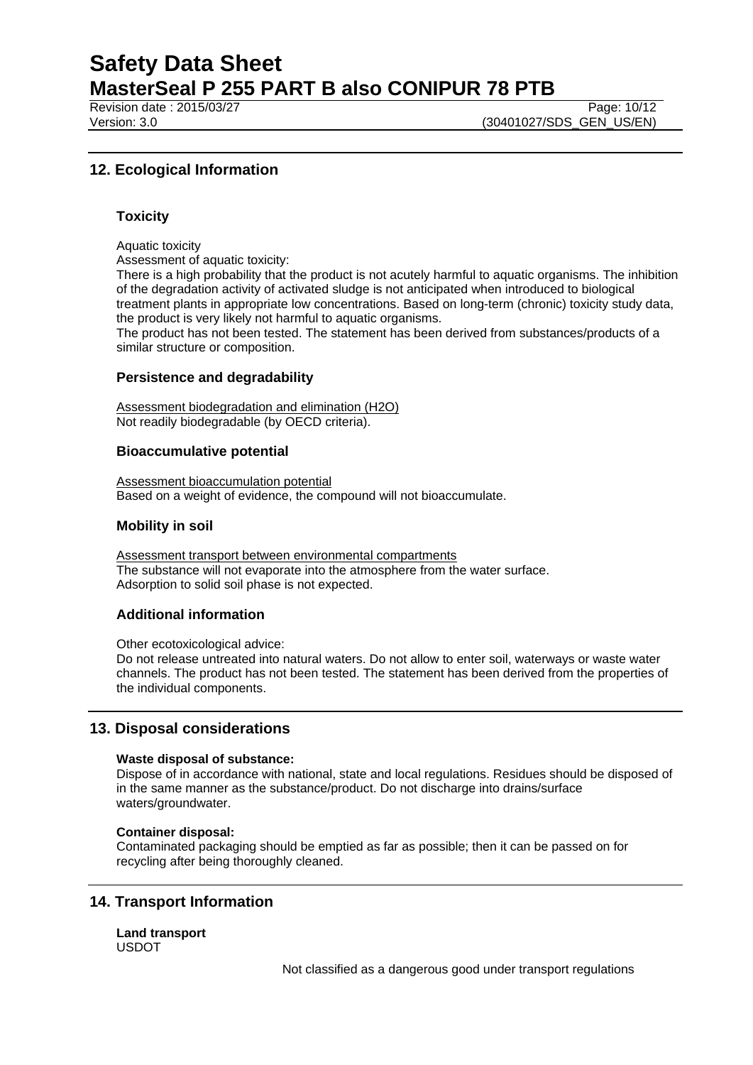## 12. Ecological Information

### Toxicity

Aquatic toxicity

Assessment of aquatic toxicity:

There is a high probability that the product is not acutely harmful to aquatic organisms. The inhibition of the degradation activity of activated sludge is not anticipated when introduced to biological treatment plants in appropriate low concentrations. Based on long-term (chronic) toxicity study data, the product is very likely not harmful to aquatic organisms.

The product has not been tested. The statement has been derived from substances/products of a similar structure or composition.

### Persistence and degradability

Assessment biodegradation and elimination ($H_2O$)

Not readily biodegradable (by OECD criteria).

### Bioaccumulative potential

Assessment bioaccumulation potential

Based on a weight of evidence, the compound will not bioaccumulate.

### Mobility in soil

Assessment transport between environmental compartments

The substance will not evaporate into the atmosphere from the water surface.

Adsorption to solid soil phase is not expected.

### Additional information

Other ecotoxicological advice:

Do not release untreated into natural waters. Do not allow to enter soil, waterways or waste water channels. The product has not been tested. The statement has been derived from the properties of the individual components.

## 13. Disposal considerations

**Waste disposal of substance:**

Dispose of in accordance with national, state and local regulations. Residues should be disposed of in the same manner as the substance/product. Do not discharge into drains/surface waters/groundwater.

**Container disposal:**

Contaminated packaging should be emptied as far as possible; then it can be passed on for recycling after being thoroughly cleaned.

## 14. Transport Information

**Land transport**

USDOT

Not classified as a dangerous good under transport regulations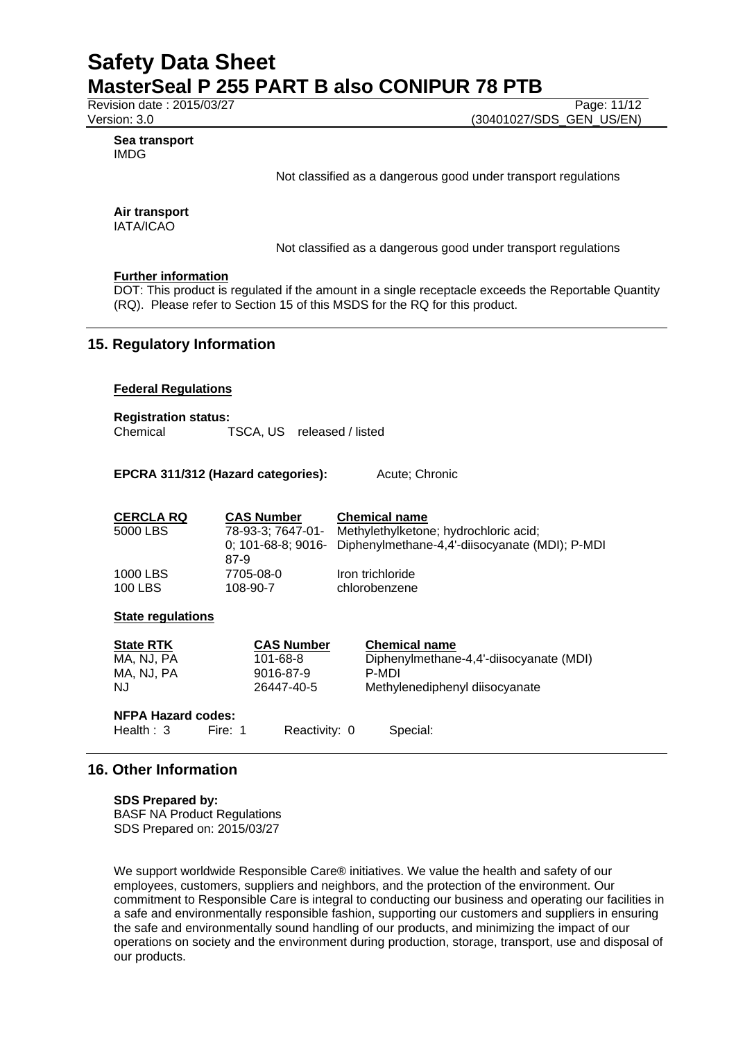**Sea transport**
IMDG

Not classified as a dangerous good under transport regulations

**Air transport**
IATA/ICAO

Not classified as a dangerous good under transport regulations

**Further information**
DOT: This product is regulated if the amount in a single receptacle exceeds the Reportable Quantity (RQ). Please refer to Section 15 of this MSDS for the RQ for this product.

## 15. Regulatory Information

**Federal Regulations**

**Registration status:**
Chemical TSCA, US released / listed

**EPCRA 311/312 (Hazard categories):** Acute; Chronic

| CERCLA RQ | CAS Number | Chemical name |
|---|---|---|
| 5000 LBS | 78-93-3; 7647-01-0; 101-68-8; 9016-87-9 | Methylethylketone; hydrochloric acid; Diphenylmethane-4,4'-diisocyanate (MDI); P-MDI |
| 1000 LBS | 7705-08-0 | Iron trichloride |
| 100 LBS | 108-90-7 | chlorobenzene |

**State regulations**

| State RTK | CAS Number | Chemical name |
|---|---|---|
| MA, NJ, PA | 101-68-8 | Diphenylmethane-4,4'-diisocyanate (MDI) |
| MA, NJ, PA | 9016-87-9 | P-MDI |
| NJ | 26447-40-5 | Methylenediphenyl diisocyanate |

**NFPA Hazard codes:**
Health : 3 Fire: 1 Reactivity: 0 Special:

## 16. Other Information

**SDS Prepared by:**
BASF NA Product Regulations
SDS Prepared on: 2015/03/27

We support worldwide Responsible Care® initiatives. We value the health and safety of our employees, customers, suppliers and neighbors, and the protection of the environment. Our commitment to Responsible Care is integral to conducting our business and operating our facilities in a safe and environmentally responsible fashion, supporting our customers and suppliers in ensuring the safe and environmentally sound handling of our products, and minimizing the impact of our operations on society and the environment during production, storage, transport, use and disposal of our products.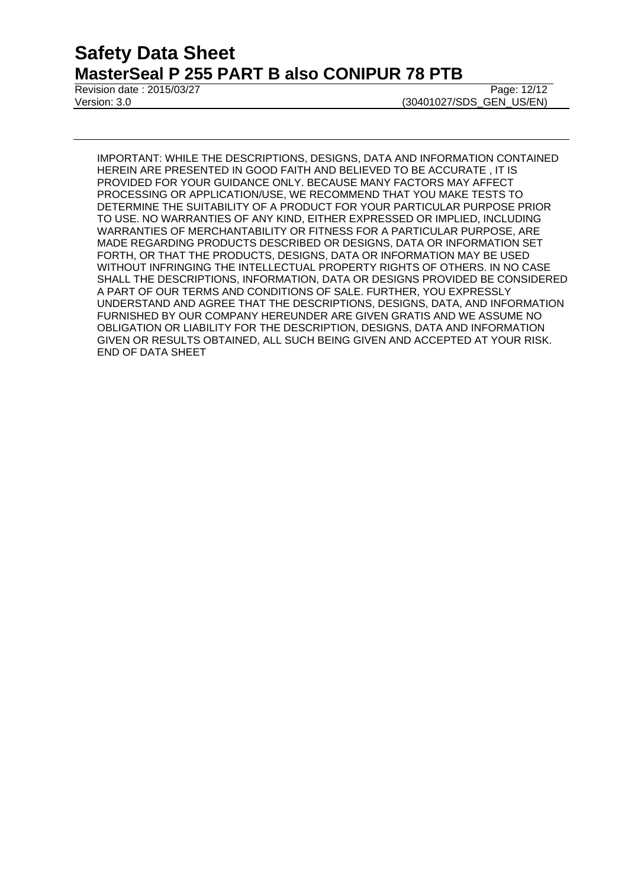IMPORTANT: WHILE THE DESCRIPTIONS, DESIGNS, DATA AND INFORMATION CONTAINED HEREIN ARE PRESENTED IN GOOD FAITH AND BELIEVED TO BE ACCURATE , IT IS PROVIDED FOR YOUR GUIDANCE ONLY. BECAUSE MANY FACTORS MAY AFFECT PROCESSING OR APPLICATION/USE, WE RECOMMEND THAT YOU MAKE TESTS TO DETERMINE THE SUITABILITY OF A PRODUCT FOR YOUR PARTICULAR PURPOSE PRIOR TO USE. NO WARRANTIES OF ANY KIND, EITHER EXPRESSED OR IMPLIED, INCLUDING WARRANTIES OF MERCHANTABILITY OR FITNESS FOR A PARTICULAR PURPOSE, ARE MADE REGARDING PRODUCTS DESCRIBED OR DESIGNS, DATA OR INFORMATION SET FORTH, OR THAT THE PRODUCTS, DESIGNS, DATA OR INFORMATION MAY BE USED WITHOUT INFRINGING THE INTELLECTUAL PROPERTY RIGHTS OF OTHERS. IN NO CASE SHALL THE DESCRIPTIONS, INFORMATION, DATA OR DESIGNS PROVIDED BE CONSIDERED A PART OF OUR TERMS AND CONDITIONS OF SALE. FURTHER, YOU EXPRESSLY UNDERSTAND AND AGREE THAT THE DESCRIPTIONS, DESIGNS, DATA, AND INFORMATION FURNISHED BY OUR COMPANY HEREUNDER ARE GIVEN GRATIS AND WE ASSUME NO OBLIGATION OR LIABILITY FOR THE DESCRIPTION, DESIGNS, DATA AND INFORMATION GIVEN OR RESULTS OBTAINED, ALL SUCH BEING GIVEN AND ACCEPTED AT YOUR RISK.
END OF DATA SHEET